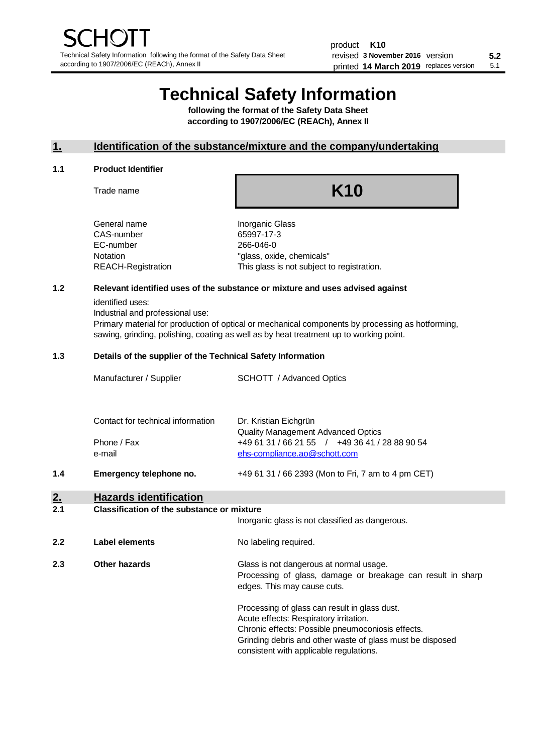# Technical Safety Information

**following the format of the Safety Data Sheet according to 1907/2006/EC (REACh), Annex II**

## 1. Identification of the substance/mixture and the company/undertaking

### 1.1 Product Identifier

| | |
|---|---|
| Trade name | **K10** |
| General name | Inorganic Glass |
| CAS-number | 65997-17-3 |
| EC-number | 266-046-0 |
| Notation | "glass, oxide, chemicals" |
| REACH-Registration | This glass is not subject to registration. |

### 1.2 Relevant identified uses of the substance or mixture and uses advised against

identified uses:
Industrial and professional use:
Primary material for production of optical or mechanical components by processing as hotforming, sawing, grinding, polishing, coating as well as by heat treatment up to working point.

### 1.3 Details of the supplier of the Technical Safety Information

| | |
|---|---|
| Manufacturer / Supplier | SCHOTT / Advanced Optics |
| Contact for technical information | Dr. Kristian Eichgrün<br>Quality Management Advanced Optics |
| Phone / Fax | +49 61 31 / 66 21 55 / +49 36 41 / 28 88 90 54 |
| e-mail | ehs-compliance.ao@schott.com |

### 1.4 Emergency telephone no.

+49 61 31 / 66 2393 (Mon to Fri, 7 am to 4 pm CET)

## 2. Hazards identification

### 2.1 Classification of the substance or mixture

Inorganic glass is not classified as dangerous.

### 2.2 Label elements

No labeling required.

### 2.3 Other hazards

Glass is not dangerous at normal usage.
Processing of glass, damage or breakage can result in sharp edges. This may cause cuts.

Processing of glass can result in glass dust.
Acute effects: Respiratory irritation.
Chronic effects: Possible pneumoconiosis effects.
Grinding debris and other waste of glass must be disposed consistent with applicable regulations.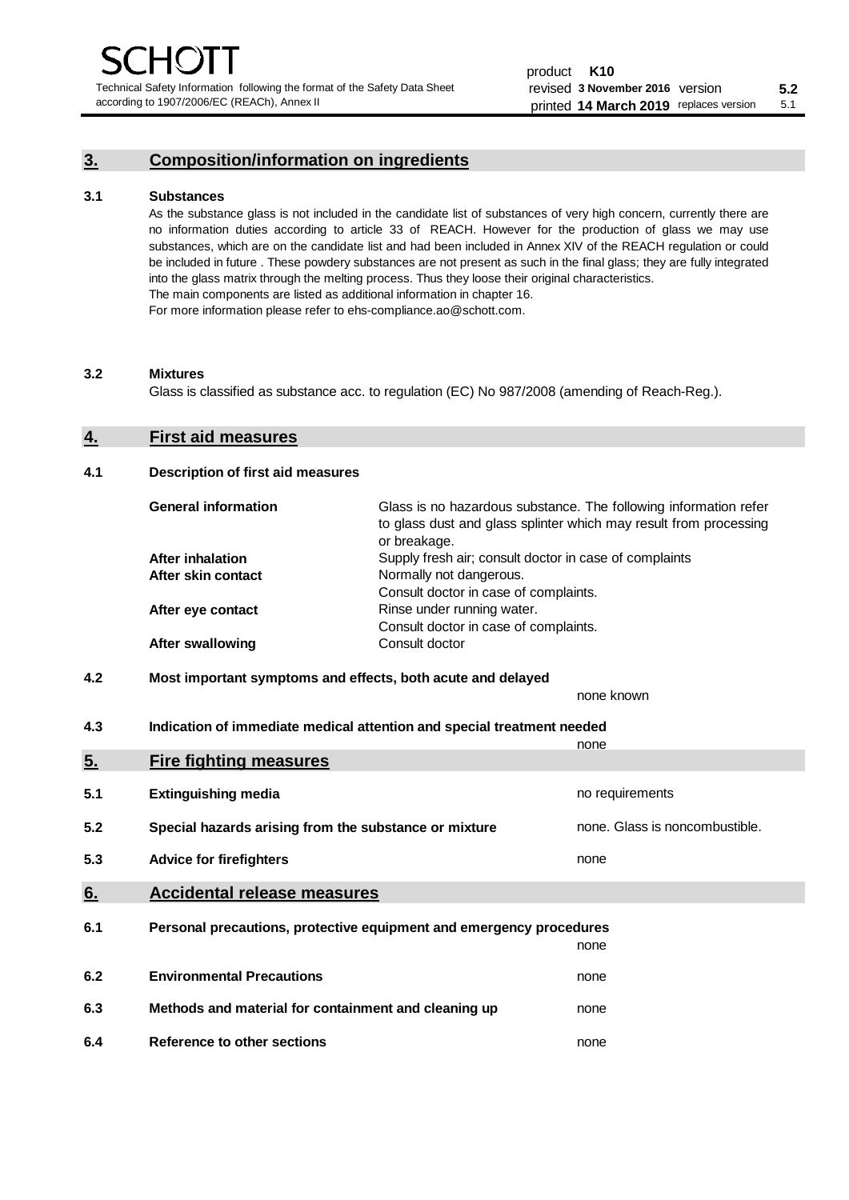## 3. Composition/information on ingredients

### 3.1 Substances

As the substance glass is not included in the candidate list of substances of very high concern, currently there are no information duties according to article 33 of REACH. However for the production of glass we may use substances, which are on the candidate list and had been included in Annex XIV of the REACH regulation or could be included in future . These powdery substances are not present as such in the final glass; they are fully integrated into the glass matrix through the melting process. Thus they loose their original characteristics.
The main components are listed as additional information in chapter 16.
For more information please refer to ehs-compliance.ao@schott.com.

### 3.2 Mixtures

Glass is classified as substance acc. to regulation (EC) No 987/2008 (amending of Reach-Reg.).

## 4. First aid measures

### 4.1 Description of first aid measures

| | |
|---|---|
| **General information** | Glass is no hazardous substance. The following information refer to glass dust and glass splinter which may result from processing or breakage. |
| **After inhalation** | Supply fresh air; consult doctor in case of complaints |
| **After skin contact** | Normally not dangerous. Consult doctor in case of complaints. |
| **After eye contact** | Rinse under running water. Consult doctor in case of complaints. |
| **After swallowing** | Consult doctor |

### 4.2 Most important symptoms and effects, both acute and delayed

none known

### 4.3 Indication of immediate medical attention and special treatment needed

none

## 5. Fire fighting measures

| | | |
|---|---|---|
| **5.1** | **Extinguishing media** | no requirements |
| **5.2** | **Special hazards arising from the substance or mixture** | none. Glass is noncombustible. |
| **5.3** | **Advice for firefighters** | none |

## 6. Accidental release measures

| | | |
|---|---|---|
| **6.1** | **Personal precautions, protective equipment and emergency procedures** | none |
| **6.2** | **Environmental Precautions** | none |
| **6.3** | **Methods and material for containment and cleaning up** | none |
| **6.4** | **Reference to other sections** | none |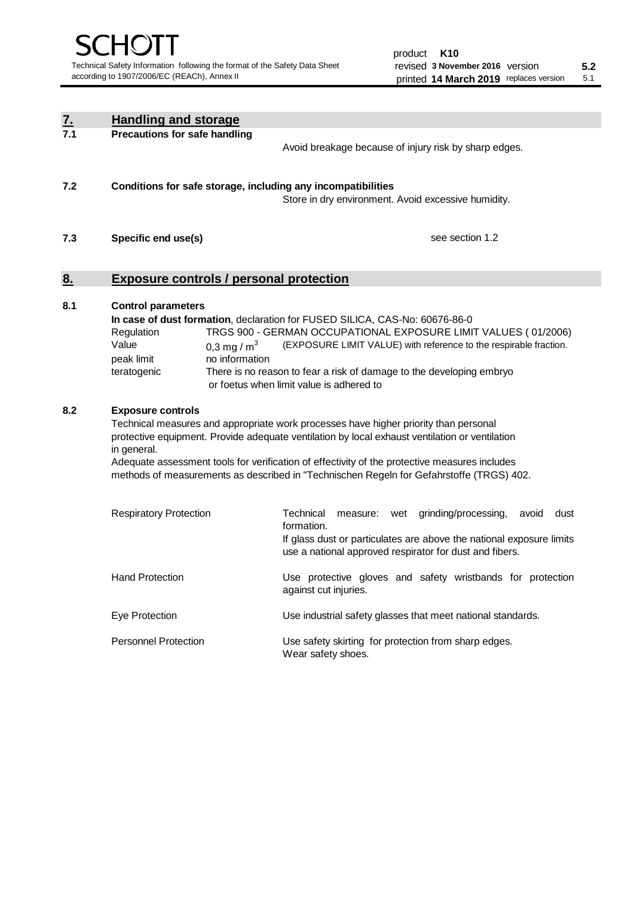## 7. Handling and storage

### 7.1 Precautions for safe handling

Avoid breakage because of injury risk by sharp edges.

### 7.2 Conditions for safe storage, including any incompatibilities

Store in dry environment. Avoid excessive humidity.

### 7.3 Specific end use(s)

see section 1.2

## 8. Exposure controls / personal protection

### 8.1 Control parameters

**In case of dust formation**, declaration for FUSED SILICA, CAS-No: 60676-86-0

| | | |
|---|---|---|
| Regulation | TRGS 900 - GERMAN OCCUPATIONAL EXPOSURE LIMIT VALUES ( 01/2006) | |
| Value | 0,3 mg / $m^3$ | (EXPOSURE LIMIT VALUE) with reference to the respirable fraction. |
| peak limit | no information | |
| teratogenic | There is no reason to fear a risk of damage to the developing embryo or foetus when limit value is adhered to | |

### 8.2 Exposure controls

Technical measures and appropriate work processes have higher priority than personal protective equipment. Provide adequate ventilation by local exhaust ventilation or ventilation in general.

Adequate assessment tools for verification of effectivity of the protective measures includes methods of measurements as described in "Technischen Regeln for Gefahrstoffe (TRGS) 402.

| | |
|---|---|
| Respiratory Protection | Technical measure: wet grinding/processing, avoid dust formation. If glass dust or particulates are above the national exposure limits use a national approved respirator for dust and fibers. |
| Hand Protection | Use protective gloves and safety wristbands for protection against cut injuries. |
| Eye Protection | Use industrial safety glasses that meet national standards. |
| Personnel Protection | Use safety skirting for protection from sharp edges. Wear safety shoes. |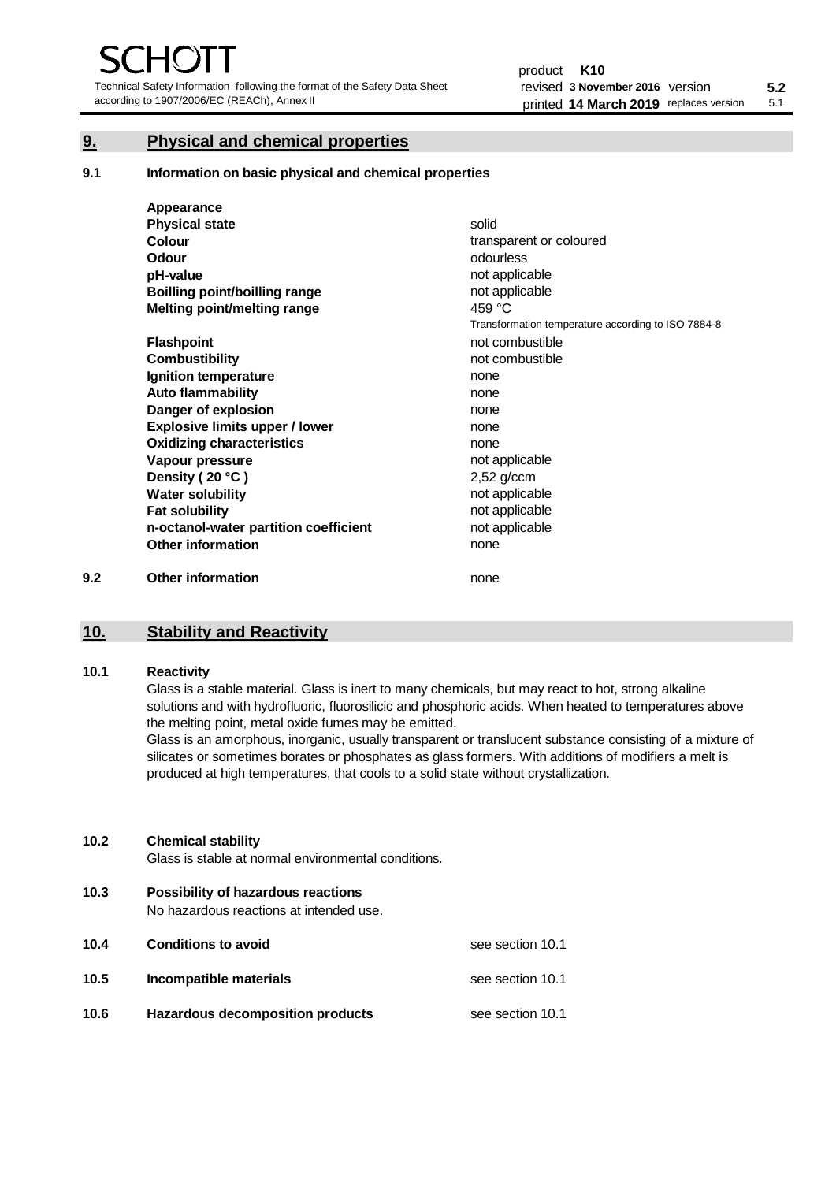## 9. Physical and chemical properties

### 9.1 Information on basic physical and chemical properties

| | |
|---|---|
| **Appearance** | |
| **Physical state** | solid |
| **Colour** | transparent or coloured |
| **Odour** | odourless |
| **pH-value** | not applicable |
| **Boilling point/boilling range** | not applicable |
| **Melting point/melting range** | 459 °C<br>Transformation temperature according to ISO 7884-8 |
| **Flashpoint** | not combustible |
| **Combustibility** | not combustible |
| **Ignition temperature** | none |
| **Auto flammability** | none |
| **Danger of explosion** | none |
| **Explosive limits upper / lower** | none |
| **Oxidizing characteristics** | none |
| **Vapour pressure** | not applicable |
| **Density ( 20 °C )** | 2,52 g/ccm |
| **Water solubility** | not applicable |
| **Fat solubility** | not applicable |
| **n-octanol-water partition coefficient** | not applicable |
| **Other information** | none |

### 9.2 Other information

none

## 10. Stability and Reactivity

### 10.1 Reactivity

Glass is a stable material. Glass is inert to many chemicals, but may react to hot, strong alkaline solutions and with hydrofluoric, fluorosilicic and phosphoric acids. When heated to temperatures above the melting point, metal oxide fumes may be emitted.

Glass is an amorphous, inorganic, usually transparent or translucent substance consisting of a mixture of silicates or sometimes borates or phosphates as glass formers. With additions of modifiers a melt is produced at high temperatures, that cools to a solid state without crystallization.

### 10.2 Chemical stability

Glass is stable at normal environmental conditions.

### 10.3 Possibility of hazardous reactions

No hazardous reactions at intended use.

### 10.4 Conditions to avoid

see section 10.1

### 10.5 Incompatible materials

see section 10.1

### 10.6 Hazardous decomposition products

see section 10.1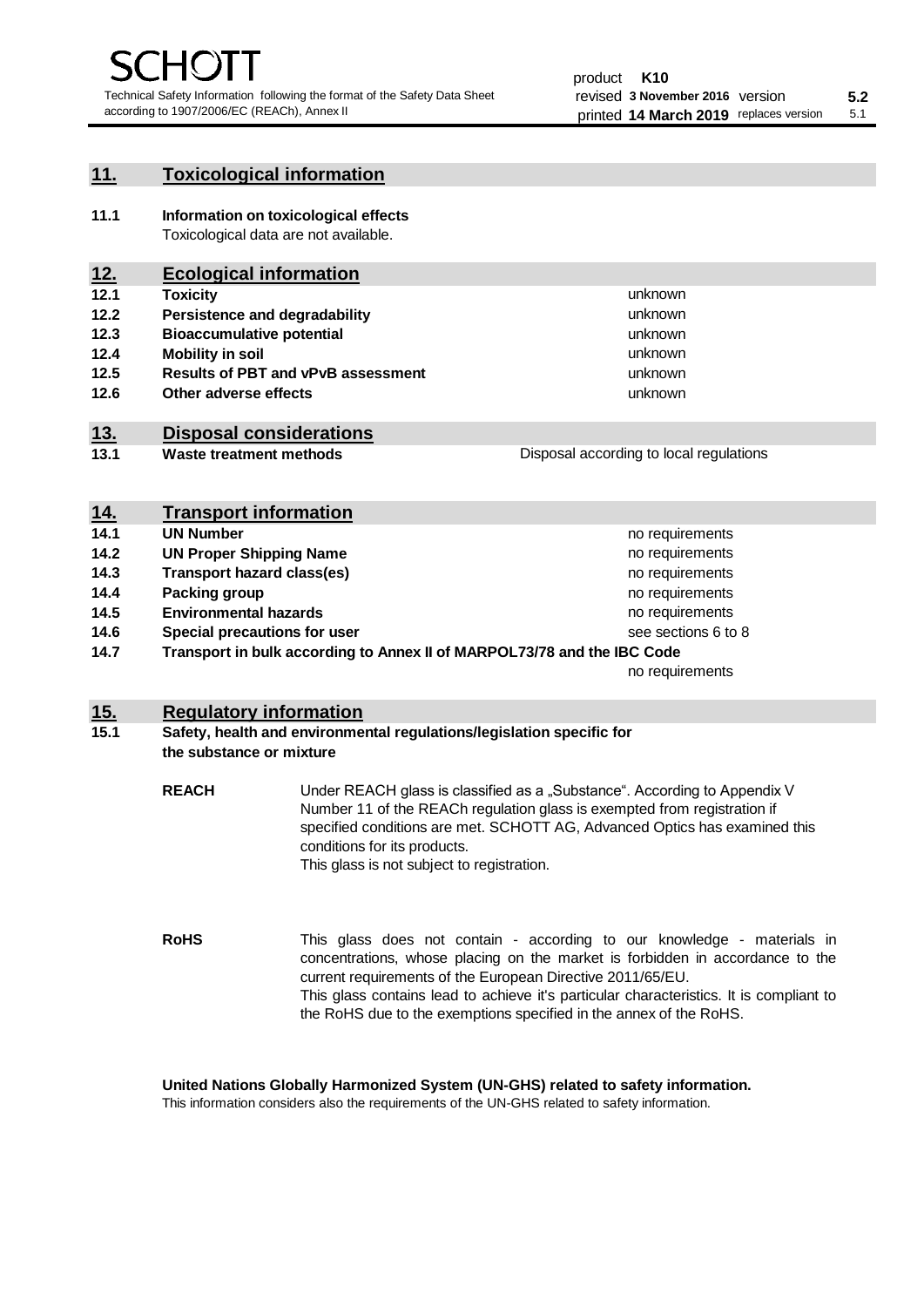## 11. Toxicological information

**11.1 Information on toxicological effects**

Toxicological data are not available.

## 12. Ecological information

| | | |
|---|---|---|
| **12.1** | **Toxicity** | unknown |
| **12.2** | **Persistence and degradability** | unknown |
| **12.3** | **Bioaccumulative potential** | unknown |
| **12.4** | **Mobility in soil** | unknown |
| **12.5** | **Results of PBT and vPvB assessment** | unknown |
| **12.6** | **Other adverse effects** | unknown |

## 13. Disposal considerations

| | | |
|---|---|---|
| **13.1** | **Waste treatment methods** | Disposal according to local regulations |

## 14. Transport information

| | | |
|---|---|---|
| **14.1** | **UN Number** | no requirements |
| **14.2** | **UN Proper Shipping Name** | no requirements |
| **14.3** | **Transport hazard class(es)** | no requirements |
| **14.4** | **Packing group** | no requirements |
| **14.5** | **Environmental hazards** | no requirements |
| **14.6** | **Special precautions for user** | see sections 6 to 8 |
| **14.7** | **Transport in bulk according to Annex II of MARPOL73/78 and the IBC Code** | no requirements |

## 15. Regulatory information

**15.1 Safety, health and environmental regulations/legislation specific for the substance or mixture**

**REACH**

Under REACH glass is classified as a „Substance". According to Appendix V Number 11 of the REACh regulation glass is exempted from registration if specified conditions are met. SCHOTT AG, Advanced Optics has examined this conditions for its products.
This glass is not subject to registration.

**RoHS**

This glass does not contain - according to our knowledge - materials in concentrations, whose placing on the market is forbidden in accordance to the current requirements of the European Directive 2011/65/EU.
This glass contains lead to achieve it's particular characteristics. It is compliant to the RoHS due to the exemptions specified in the annex of the RoHS.

**United Nations Globally Harmonized System (UN-GHS) related to safety information.**

This information considers also the requirements of the UN-GHS related to safety information.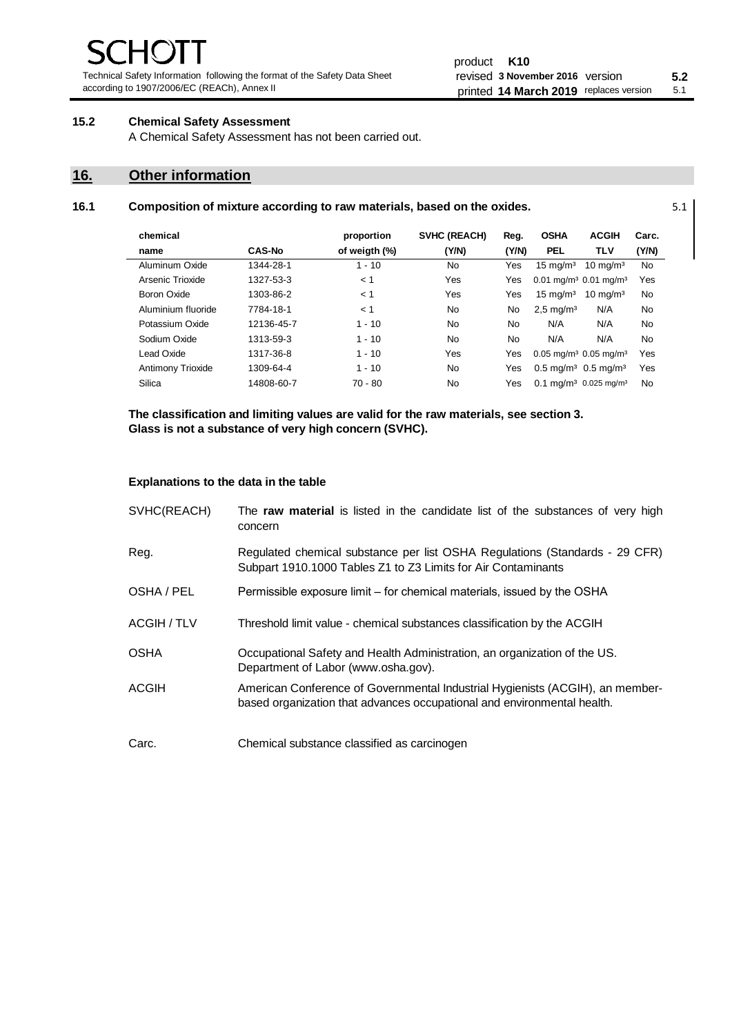### 15.2 Chemical Safety Assessment

A Chemical Safety Assessment has not been carried out.

## 16. Other information

### 16.1 Composition of mixture according to raw materials, based on the oxides.

5.1

| chemical name | CAS-No | proportion of weigth (%) | SVHC (REACH) (Y/N) | Reg. (Y/N) | OSHA PEL | ACGIH TLV | Carc. (Y/N) |
|---|---|---|---|---|---|---|---|
| Aluminum Oxide | 1344-28-1 | 1 - 10 | No | Yes | 15 mg/m³ | 10 mg/m³ | No |
| Arsenic Trioxide | 1327-53-3 | < 1 | Yes | Yes | 0.01 mg/m³ | 0.01 mg/m³ | Yes |
| Boron Oxide | 1303-86-2 | < 1 | Yes | Yes | 15 mg/m³ | 10 mg/m³ | No |
| Aluminium fluoride | 7784-18-1 | < 1 | No | No | 2,5 mg/m³ | N/A | No |
| Potassium Oxide | 12136-45-7 | 1 - 10 | No | No | N/A | N/A | No |
| Sodium Oxide | 1313-59-3 | 1 - 10 | No | No | N/A | N/A | No |
| Lead Oxide | 1317-36-8 | 1 - 10 | Yes | Yes | 0.05 mg/m³ | 0.05 mg/m³ | Yes |
| Antimony Trioxide | 1309-64-4 | 1 - 10 | No | Yes | 0.5 mg/m³ | 0.5 mg/m³ | Yes |
| Silica | 14808-60-7 | 70 - 80 | No | Yes | 0.1 mg/m³ | 0.025 mg/m³ | No |

**The classification and limiting values are valid for the raw materials, see section 3.**
**Glass is not a substance of very high concern (SVHC).**

**Explanations to the data in the table**

| | |
|---|---|
| SVHC(REACH) | The **raw material** is listed in the candidate list of the substances of very high concern |
| Reg. | Regulated chemical substance per list OSHA Regulations (Standards - 29 CFR) Subpart 1910.1000 Tables Z1 to Z3 Limits for Air Contaminants |
| OSHA / PEL | Permissible exposure limit – for chemical materials, issued by the OSHA |
| ACGIH / TLV | Threshold limit value - chemical substances classification by the ACGIH |
| OSHA | Occupational Safety and Health Administration, an organization of the US. Department of Labor (www.osha.gov). |
| ACGIH | American Conference of Governmental Industrial Hygienists (ACGIH), an member-based organization that advances occupational and environmental health. |
| Carc. | Chemical substance classified as carcinogen |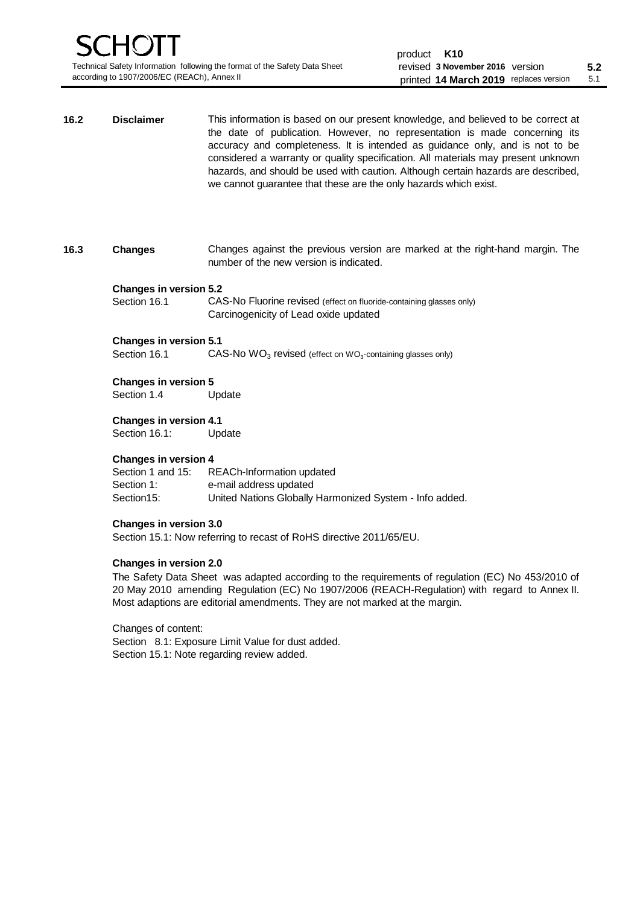**16.2 Disclaimer**

This information is based on our present knowledge, and believed to be correct at the date of publication. However, no representation is made concerning its accuracy and completeness. It is intended as guidance only, and is not to be considered a warranty or quality specification. All materials may present unknown hazards, and should be used with caution. Although certain hazards are described, we cannot guarantee that these are the only hazards which exist.

**16.3 Changes**

Changes against the previous version are marked at the right-hand margin. The number of the new version is indicated.

**Changes in version 5.2**

Section 16.1 CAS-No Fluorine revised (effect on fluoride-containing glasses only)
Carcinogenicity of Lead oxide updated

**Changes in version 5.1**

Section 16.1 CAS-No $WO_3$ revised (effect on $WO_3$-containing glasses only)

**Changes in version 5**

Section 1.4 Update

**Changes in version 4.1**

Section 16.1: Update

**Changes in version 4**

Section 1 and 15: REACh-Information updated
Section 1: e-mail address updated
Section15: United Nations Globally Harmonized System - Info added.

**Changes in version 3.0**

Section 15.1: Now referring to recast of RoHS directive 2011/65/EU.

**Changes in version 2.0**

The Safety Data Sheet was adapted according to the requirements of regulation (EC) No 453/2010 of 20 May 2010 amending Regulation (EC) No 1907/2006 (REACH-Regulation) with regard to Annex II. Most adaptions are editorial amendments. They are not marked at the margin.

Changes of content:
Section 8.1: Exposure Limit Value for dust added.
Section 15.1: Note regarding review added.